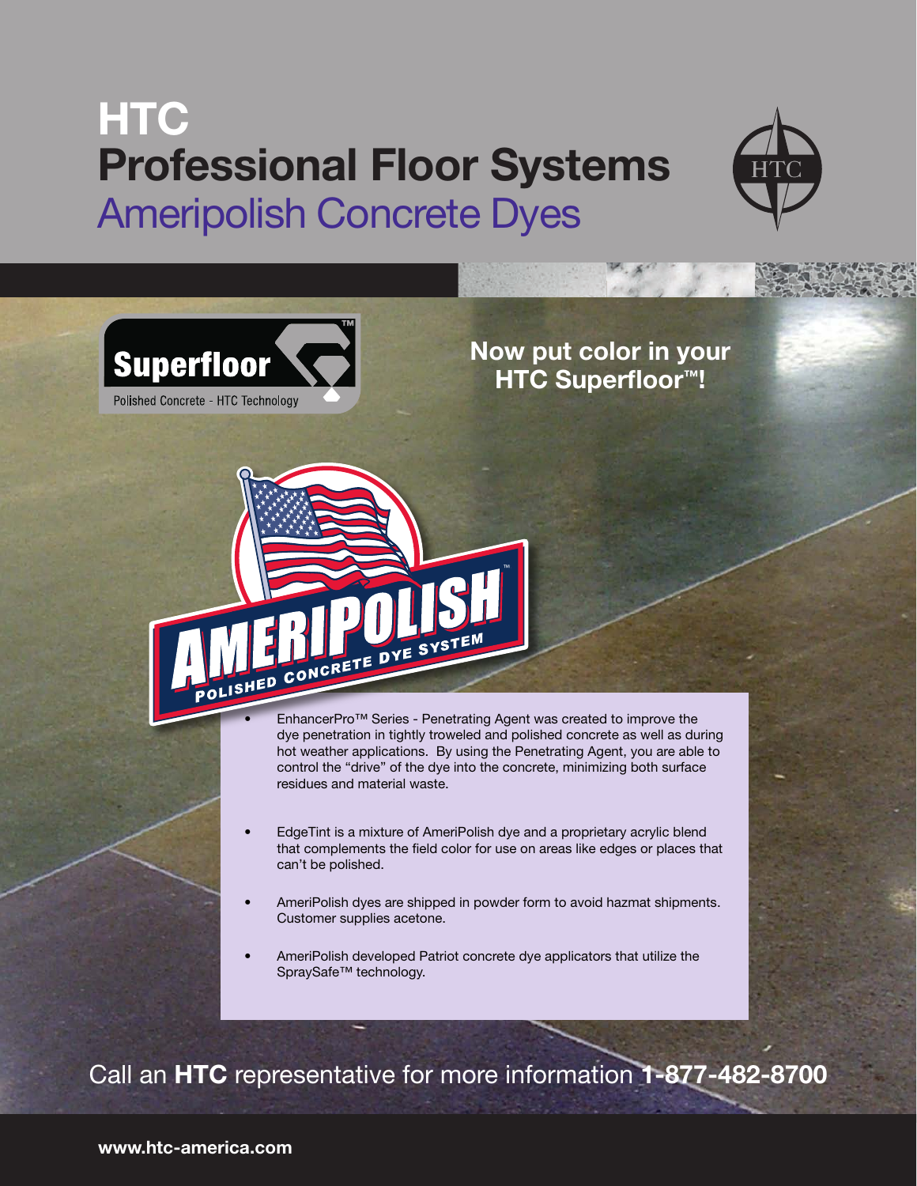# HTC
# Professional Floor Systems
## Ameripolish Concrete Dyes

Superfloor™
Polished Concrete - HTC Technology

**Now put color in your HTC Superfloor™!**

AMERIPOLISH™
POLISHED CONCRETE DYE SYSTEM

- EnhancerPro™ Series - Penetrating Agent was created to improve the dye penetration in tightly troweled and polished concrete as well as during hot weather applications. By using the Penetrating Agent, you are able to control the "drive" of the dye into the concrete, minimizing both surface residues and material waste.
- EdgeTint is a mixture of AmeriPolish dye and a proprietary acrylic blend that complements the field color for use on areas like edges or places that can't be polished.
- AmeriPolish dyes are shipped in powder form to avoid hazmat shipments. Customer supplies acetone.
- AmeriPolish developed Patriot concrete dye applicators that utilize the SpraySafe™ technology.

Call an **HTC** representative for more information **1-877-482-8700**

**www.htc-america.com**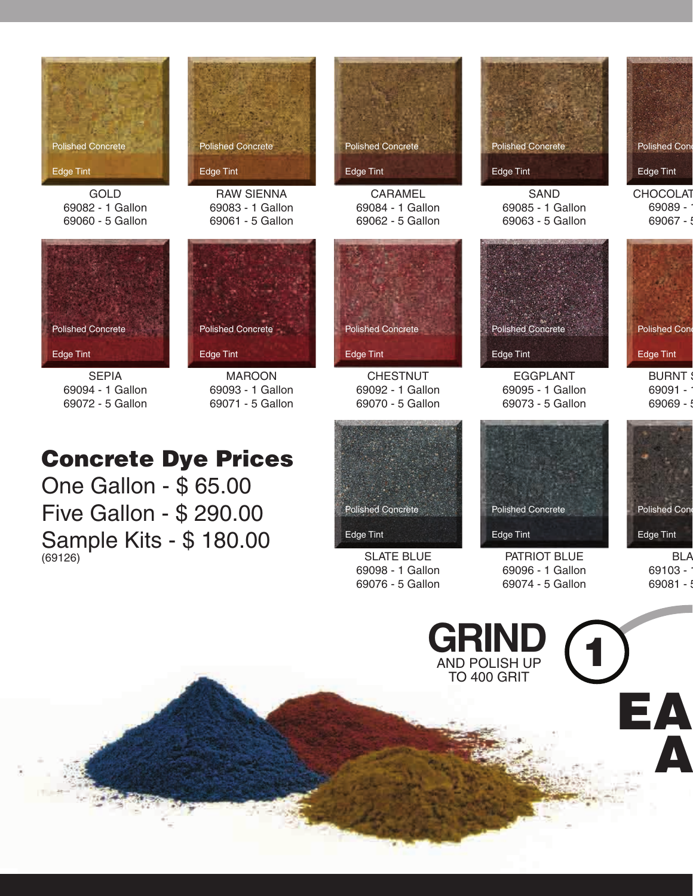Polished Concrete
Edge Tint

GOLD
69082 - 1 Gallon
69060 - 5 Gallon

Polished Concrete
Edge Tint

RAW SIENNA
69083 - 1 Gallon
69061 - 5 Gallon

Polished Concrete
Edge Tint

CARAMEL
69084 - 1 Gallon
69062 - 5 Gallon

Polished Concrete
Edge Tint

SAND
69085 - 1 Gallon
69063 - 5 Gallon

Polished Conc
Edge Tint

CHOCOLAT
69089 -
69067 -

Polished Concrete
Edge Tint

SEPIA
69094 - 1 Gallon
69072 - 5 Gallon

Polished Concrete
Edge Tint

MAROON
69093 - 1 Gallon
69071 - 5 Gallon

Polished Concrete
Edge Tint

CHESTNUT
69092 - 1 Gallon
69070 - 5 Gallon

Polished Concrete
Edge Tint

EGGPLANT
69095 - 1 Gallon
69073 - 5 Gallon

Polished Conc
Edge Tint

BURNT
69091 -
69069 -

## Concrete Dye Prices

One Gallon - $ 65.00

Five Gallon - $ 290.00

Sample Kits - $ 180.00
(69126)

Polished Concrete
Edge Tint

SLATE BLUE
69098 - 1 Gallon
69076 - 5 Gallon

Polished Concrete
Edge Tint

PATRIOT BLUE
69096 - 1 Gallon
69074 - 5 Gallon

Polished Conc
Edge Tint

BLA
69103 -
69081 -

**GRIND** 1
AND POLISH UP TO 400 GRIT

EA
A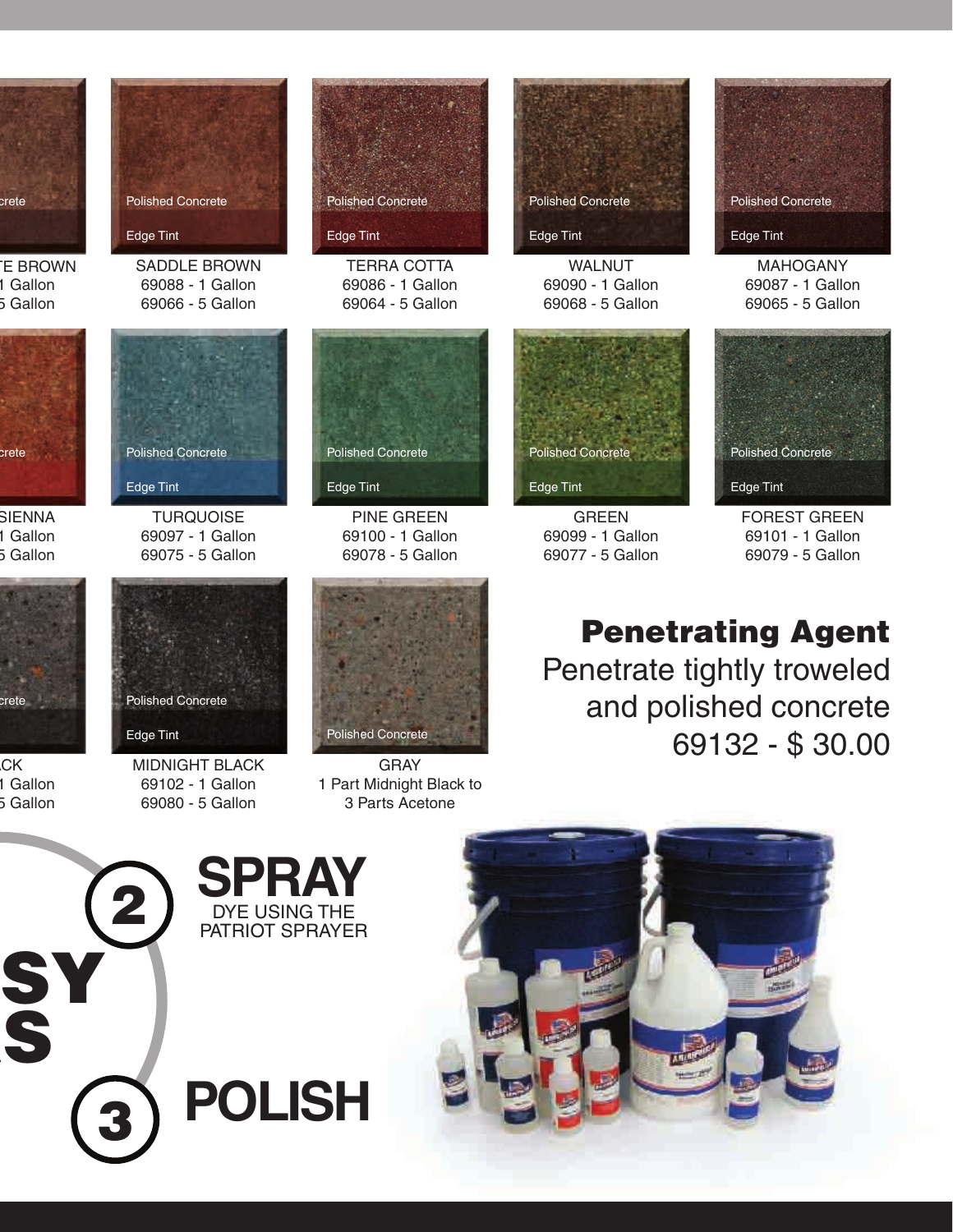| | | | | |
|---|---|---|---|---|
| ...E BROWN<br>...1 Gallon<br>...5 Gallon | SADDLE BROWN<br>69088 - 1 Gallon<br>69066 - 5 Gallon | TERRA COTTA<br>69086 - 1 Gallon<br>69064 - 5 Gallon | WALNUT<br>69090 - 1 Gallon<br>69068 - 5 Gallon | MAHOGANY<br>69087 - 1 Gallon<br>69065 - 5 Gallon |
| ...SIENNA<br>...1 Gallon<br>...5 Gallon | TURQUOISE<br>69097 - 1 Gallon<br>69075 - 5 Gallon | PINE GREEN<br>69100 - 1 Gallon<br>69078 - 5 Gallon | GREEN<br>69099 - 1 Gallon<br>69077 - 5 Gallon | FOREST GREEN<br>69101 - 1 Gallon<br>69079 - 5 Gallon |
| ...CK<br>...1 Gallon<br>...5 Gallon | MIDNIGHT BLACK<br>69102 - 1 Gallon<br>69080 - 5 Gallon | GRAY<br>1 Part Midnight Black to 3 Parts Acetone | | |

## Penetrating Agent

Penetrate tightly troweled and polished concrete

69132 - $ 30.00

...SY ...S

2 **SPRAY** DYE USING THE PATRIOT SPRAYER

3 **POLISH**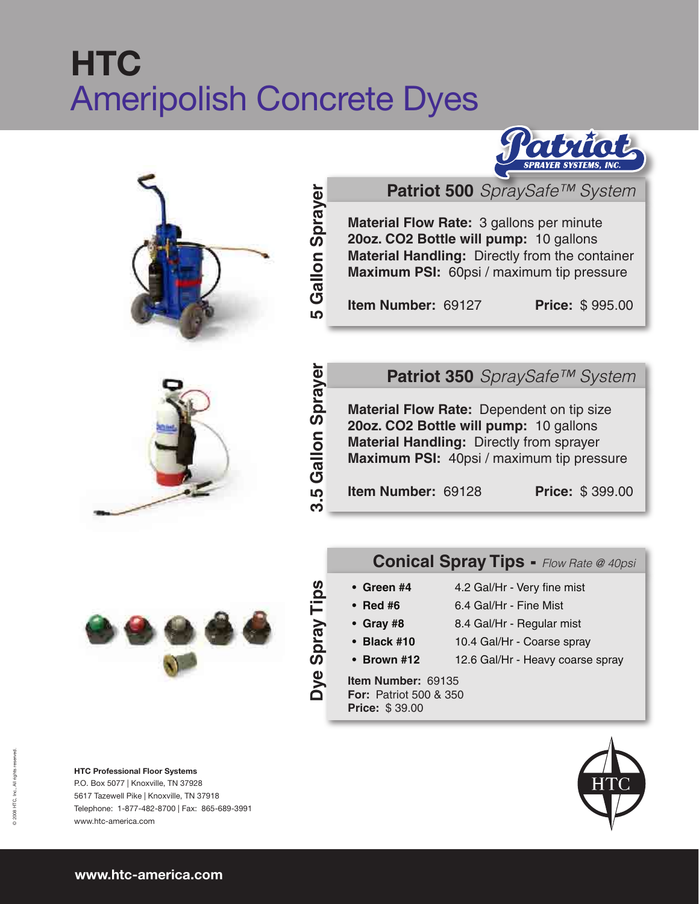# HTC

## Ameripolish Concrete Dyes

Patriot SPRAYER SYSTEMS, INC.

### 5 Gallon Sprayer

**Patriot 500** *SpraySafe™ System*

**Material Flow Rate:** 3 gallons per minute
**20oz. CO2 Bottle will pump:** 10 gallons
**Material Handling:** Directly from the container
**Maximum PSI:** 60psi / maximum tip pressure

**Item Number:** 69127 **Price:** $ 995.00

### 3.5 Gallon Sprayer

**Patriot 350** *SpraySafe™ System*

**Material Flow Rate:** Dependent on tip size
**20oz. CO2 Bottle will pump:** 10 gallons
**Material Handling:** Directly from sprayer
**Maximum PSI:** 40psi / maximum tip pressure

**Item Number:** 69128 **Price:** $ 399.00

### Dye Spray Tips

**Conical Spray Tips -** *Flow Rate @ 40psi*

- **Green #4** 4.2 Gal/Hr - Very fine mist
- **Red #6** 6.4 Gal/Hr - Fine Mist
- **Gray #8** 8.4 Gal/Hr - Regular mist
- **Black #10** 10.4 Gal/Hr - Coarse spray
- **Brown #12** 12.6 Gal/Hr - Heavy coarse spray

**Item Number:** 69135
**For:** Patriot 500 & 350
**Price:** $ 39.00

**HTC Professional Floor Systems**
P.O. Box 5077 | Knoxville, TN 37928
5617 Tazewell Pike | Knoxville, TN 37918
Telephone: 1-877-482-8700 | Fax: 865-689-3991
www.htc-america.com

© 2008 HTC, Inc. All rights reserved.

HTC

**www.htc-america.com**